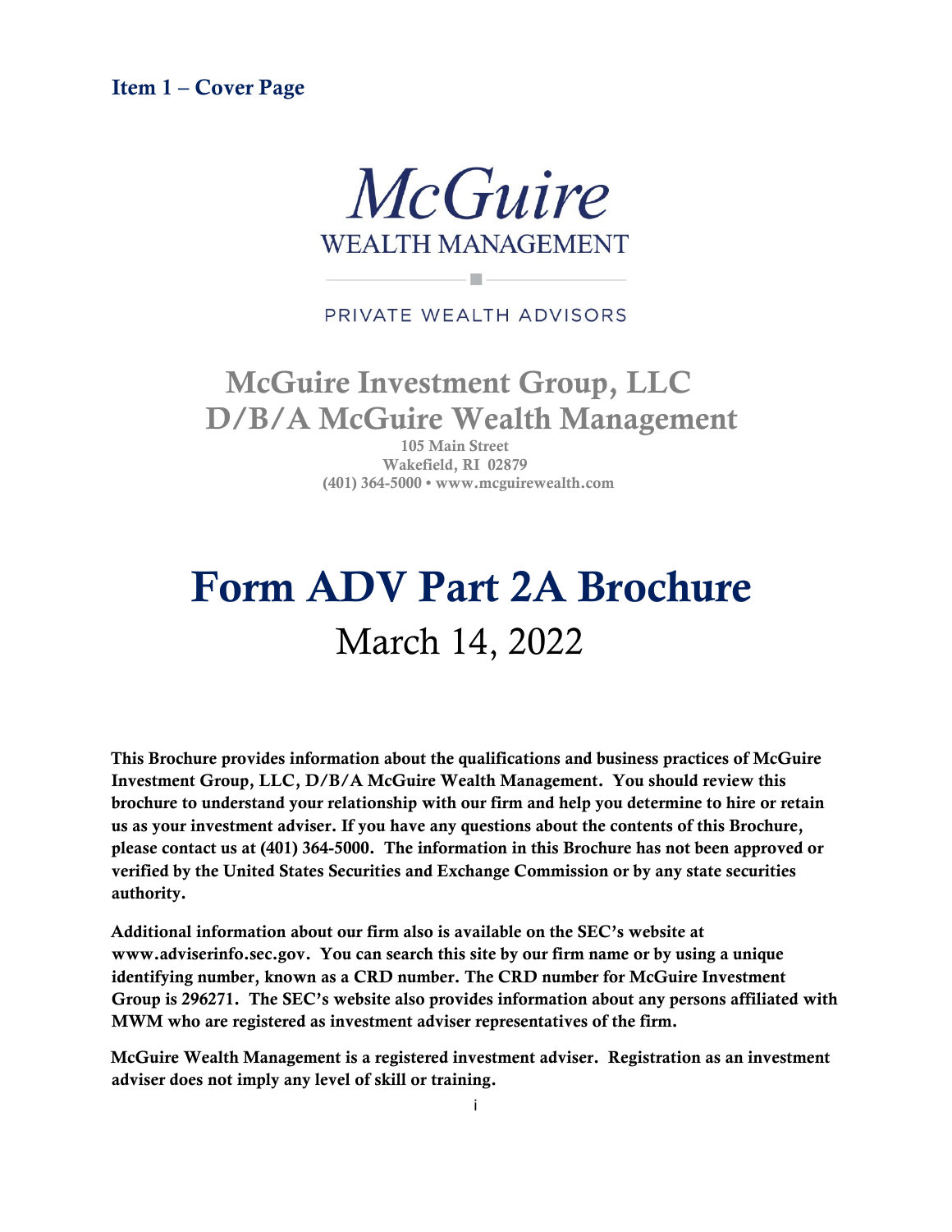## Item 1 – Cover Page

McGuire
WEALTH MANAGEMENT

PRIVATE WEALTH ADVISORS

# McGuire Investment Group, LLC D/B/A McGuire Wealth Management

105 Main Street
Wakefield, RI 02879
(401) 364-5000 • www.mcguirewealth.com

# Form ADV Part 2A Brochure

March 14, 2022

**This Brochure provides information about the qualifications and business practices of McGuire Investment Group, LLC, D/B/A McGuire Wealth Management. You should review this brochure to understand your relationship with our firm and help you determine to hire or retain us as your investment adviser. If you have any questions about the contents of this Brochure, please contact us at (401) 364-5000. The information in this Brochure has not been approved or verified by the United States Securities and Exchange Commission or by any state securities authority.**

**Additional information about our firm also is available on the SEC's website at www.adviserinfo.sec.gov. You can search this site by our firm name or by using a unique identifying number, known as a CRD number. The CRD number for McGuire Investment Group is 296271. The SEC's website also provides information about any persons affiliated with MWM who are registered as investment adviser representatives of the firm.**

**McGuire Wealth Management is a registered investment adviser. Registration as an investment adviser does not imply any level of skill or training.**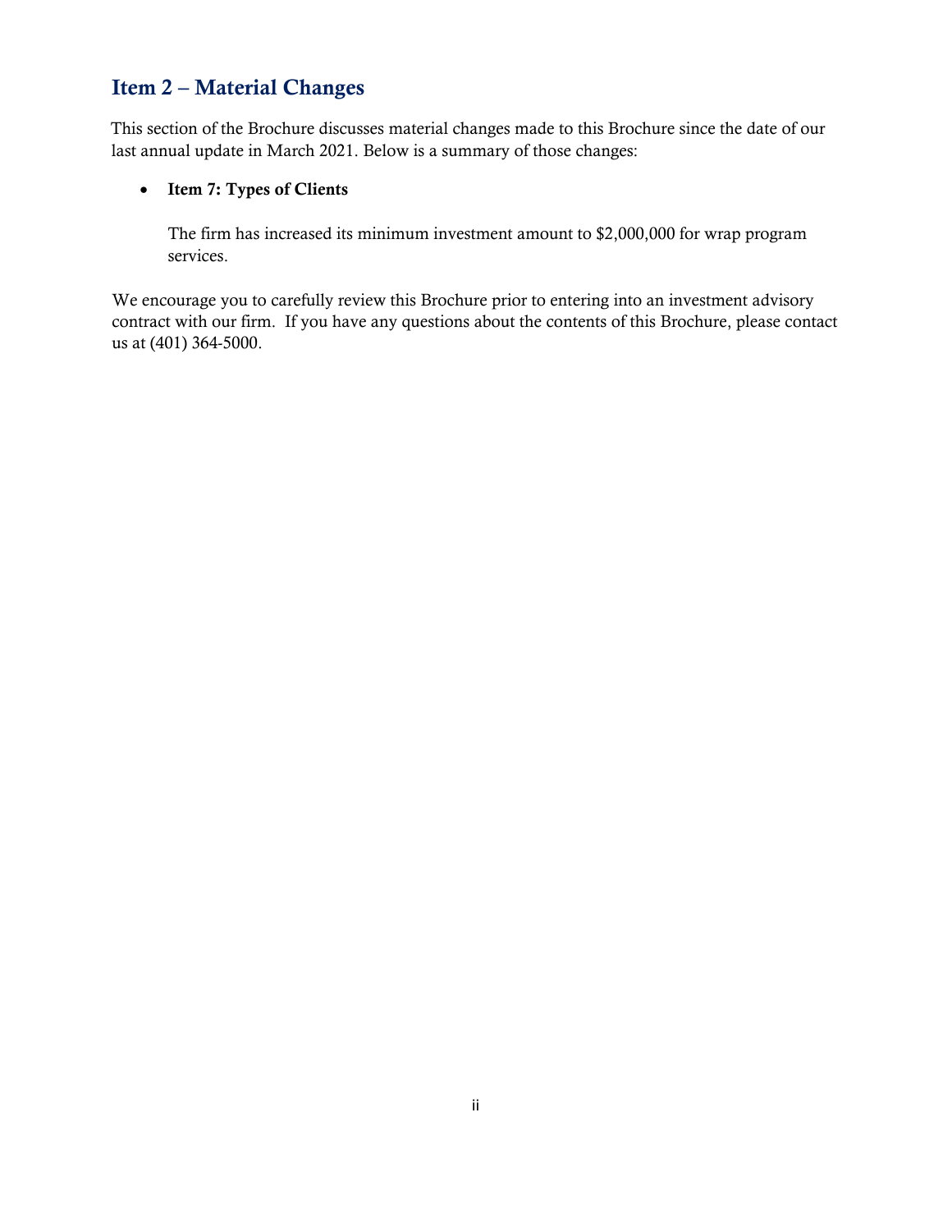## Item 2 – Material Changes

This section of the Brochure discusses material changes made to this Brochure since the date of our last annual update in March 2021. Below is a summary of those changes:

- **Item 7: Types of Clients**

  The firm has increased its minimum investment amount to $2,000,000 for wrap program services.

We encourage you to carefully review this Brochure prior to entering into an investment advisory contract with our firm. If you have any questions about the contents of this Brochure, please contact us at (401) 364-5000.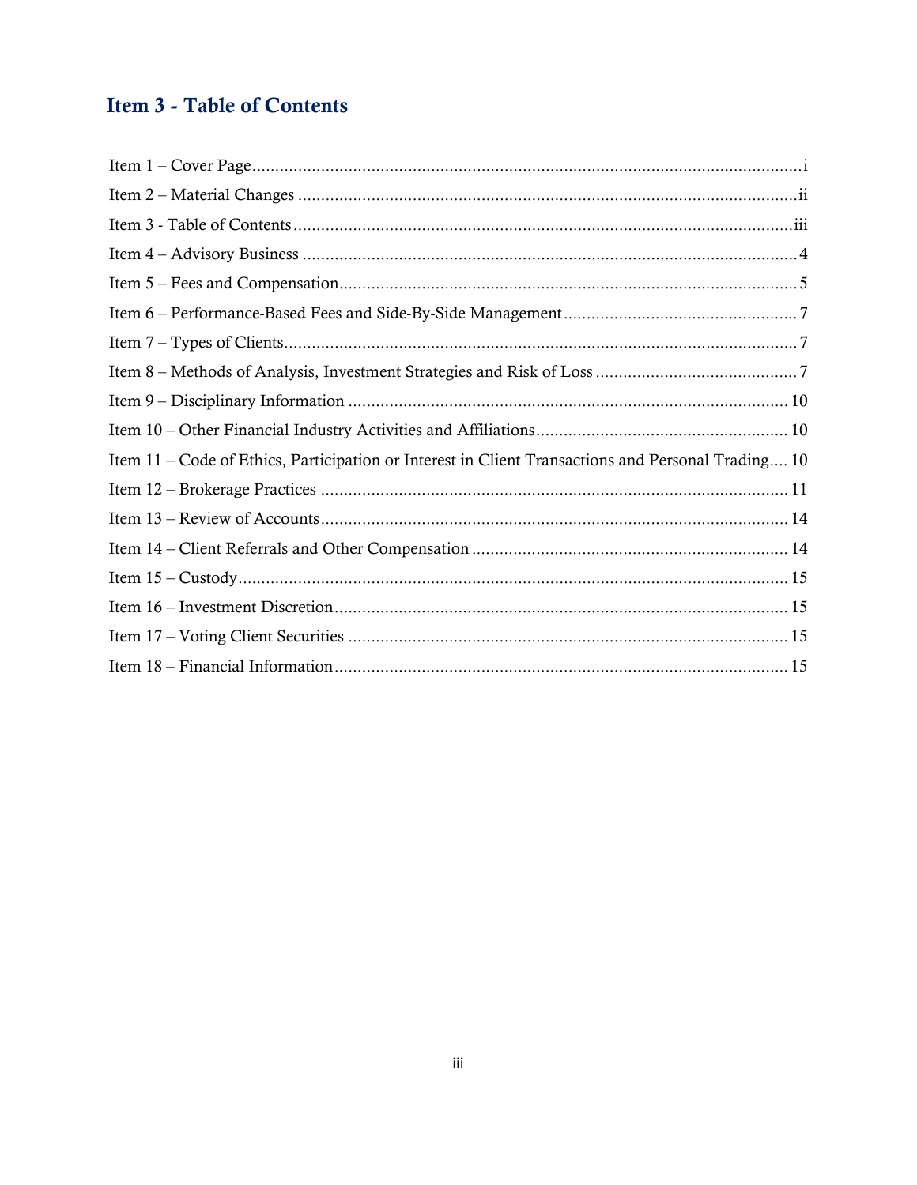## Item 3 - Table of Contents

Item 1 – Cover Page....................................................................................................................i
Item 2 – Material Changes ..........................................................................................................ii
Item 3 - Table of Contents ..........................................................................................................iii
Item 4 – Advisory Business .........................................................................................................4
Item 5 – Fees and Compensation..................................................................................................5
Item 6 – Performance-Based Fees and Side-By-Side Management ..............................................7
Item 7 – Types of Clients..............................................................................................................7
Item 8 – Methods of Analysis, Investment Strategies and Risk of Loss ........................................7
Item 9 – Disciplinary Information ...............................................................................................10
Item 10 – Other Financial Industry Activities and Affiliations...................................................10
Item 11 – Code of Ethics, Participation or Interest in Client Transactions and Personal Trading.... 10
Item 12 – Brokerage Practices .....................................................................................................11
Item 13 – Review of Accounts.....................................................................................................14
Item 14 – Client Referrals and Other Compensation ..................................................................14
Item 15 – Custody........................................................................................................................15
Item 16 – Investment Discretion..................................................................................................15
Item 17 – Voting Client Securities ..............................................................................................15
Item 18 – Financial Information..................................................................................................15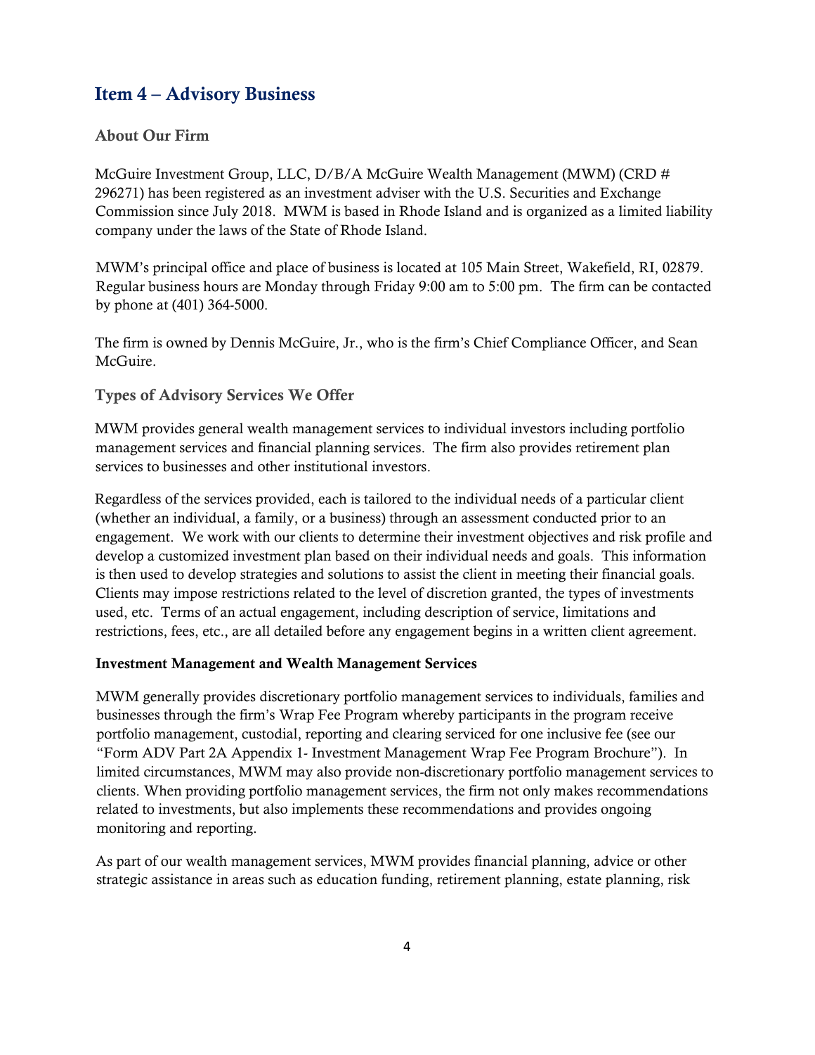## Item 4 – Advisory Business

### About Our Firm

McGuire Investment Group, LLC, D/B/A McGuire Wealth Management (MWM) (CRD # 296271) has been registered as an investment adviser with the U.S. Securities and Exchange Commission since July 2018. MWM is based in Rhode Island and is organized as a limited liability company under the laws of the State of Rhode Island.

MWM's principal office and place of business is located at 105 Main Street, Wakefield, RI, 02879. Regular business hours are Monday through Friday 9:00 am to 5:00 pm. The firm can be contacted by phone at (401) 364-5000.

The firm is owned by Dennis McGuire, Jr., who is the firm's Chief Compliance Officer, and Sean McGuire.

### Types of Advisory Services We Offer

MWM provides general wealth management services to individual investors including portfolio management services and financial planning services. The firm also provides retirement plan services to businesses and other institutional investors.

Regardless of the services provided, each is tailored to the individual needs of a particular client (whether an individual, a family, or a business) through an assessment conducted prior to an engagement. We work with our clients to determine their investment objectives and risk profile and develop a customized investment plan based on their individual needs and goals. This information is then used to develop strategies and solutions to assist the client in meeting their financial goals. Clients may impose restrictions related to the level of discretion granted, the types of investments used, etc. Terms of an actual engagement, including description of service, limitations and restrictions, fees, etc., are all detailed before any engagement begins in a written client agreement.

**Investment Management and Wealth Management Services**

MWM generally provides discretionary portfolio management services to individuals, families and businesses through the firm's Wrap Fee Program whereby participants in the program receive portfolio management, custodial, reporting and clearing serviced for one inclusive fee (see our "Form ADV Part 2A Appendix 1- Investment Management Wrap Fee Program Brochure"). In limited circumstances, MWM may also provide non-discretionary portfolio management services to clients. When providing portfolio management services, the firm not only makes recommendations related to investments, but also implements these recommendations and provides ongoing monitoring and reporting.

As part of our wealth management services, MWM provides financial planning, advice or other strategic assistance in areas such as education funding, retirement planning, estate planning, risk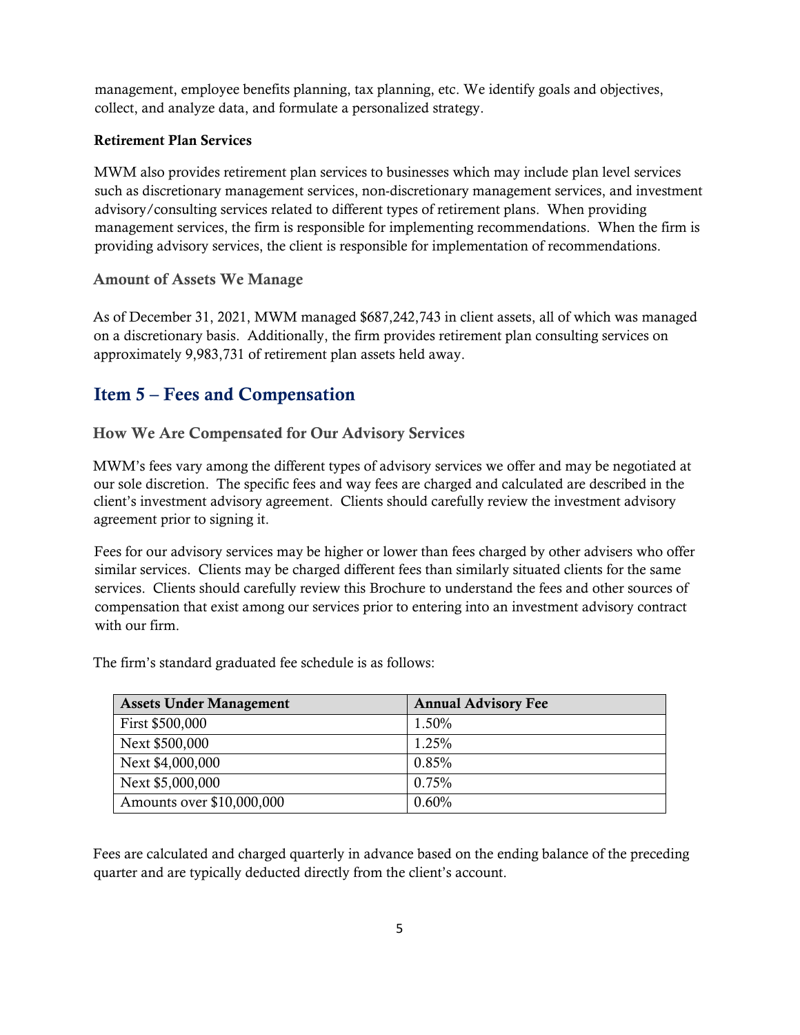management, employee benefits planning, tax planning, etc. We identify goals and objectives, collect, and analyze data, and formulate a personalized strategy.

**Retirement Plan Services**

MWM also provides retirement plan services to businesses which may include plan level services such as discretionary management services, non-discretionary management services, and investment advisory/consulting services related to different types of retirement plans. When providing management services, the firm is responsible for implementing recommendations. When the firm is providing advisory services, the client is responsible for implementation of recommendations.

### Amount of Assets We Manage

As of December 31, 2021, MWM managed $687,242,743 in client assets, all of which was managed on a discretionary basis. Additionally, the firm provides retirement plan consulting services on approximately 9,983,731 of retirement plan assets held away.

## Item 5 – Fees and Compensation

### How We Are Compensated for Our Advisory Services

MWM's fees vary among the different types of advisory services we offer and may be negotiated at our sole discretion. The specific fees and way fees are charged and calculated are described in the client's investment advisory agreement. Clients should carefully review the investment advisory agreement prior to signing it.

Fees for our advisory services may be higher or lower than fees charged by other advisers who offer similar services. Clients may be charged different fees than similarly situated clients for the same services. Clients should carefully review this Brochure to understand the fees and other sources of compensation that exist among our services prior to entering into an investment advisory contract with our firm.

The firm's standard graduated fee schedule is as follows:

| Assets Under Management | Annual Advisory Fee |
|---|---|
| First $500,000 | 1.50% |
| Next $500,000 | 1.25% |
| Next $4,000,000 | 0.85% |
| Next $5,000,000 | 0.75% |
| Amounts over $10,000,000 | 0.60% |

Fees are calculated and charged quarterly in advance based on the ending balance of the preceding quarter and are typically deducted directly from the client's account.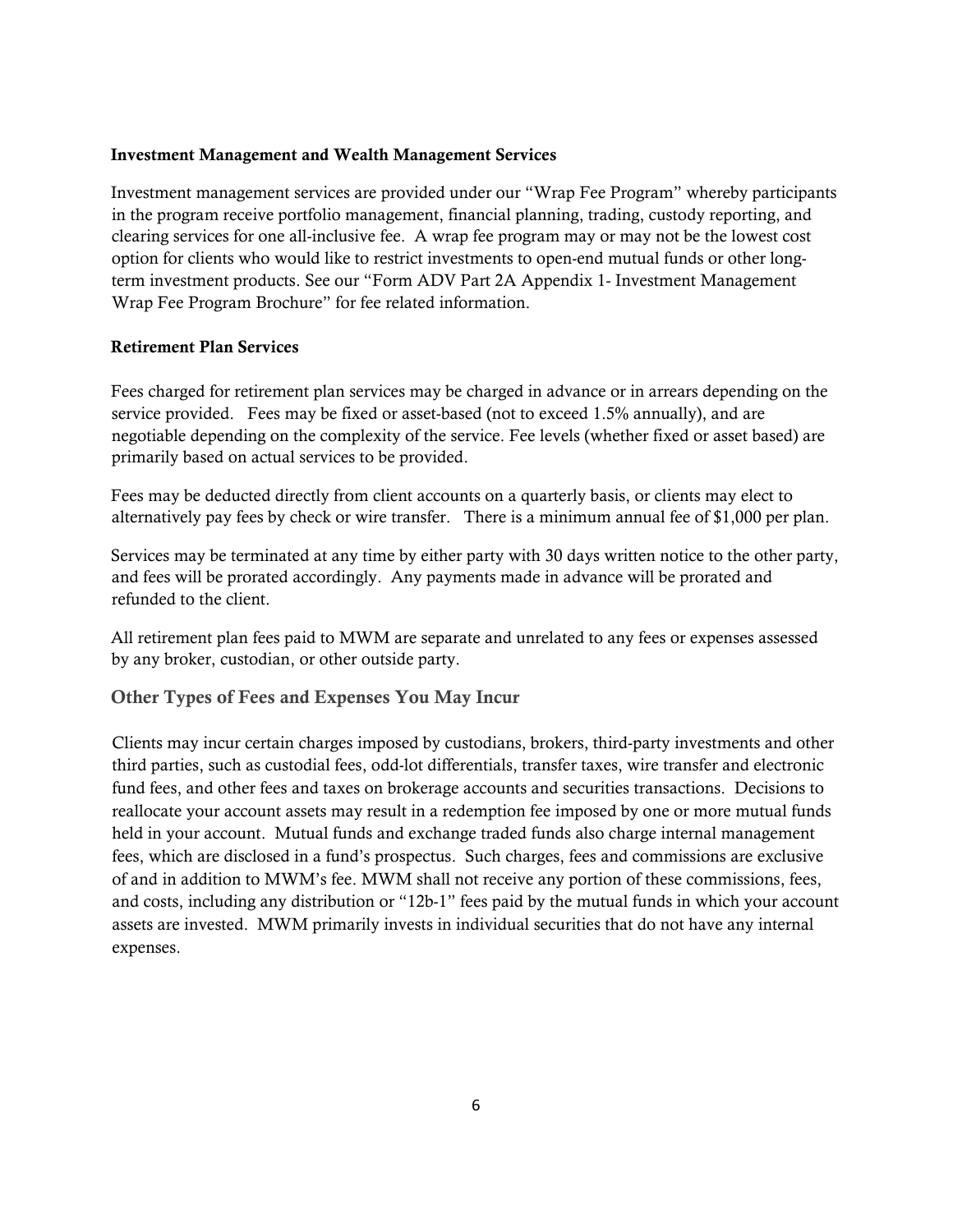**Investment Management and Wealth Management Services**

Investment management services are provided under our "Wrap Fee Program" whereby participants in the program receive portfolio management, financial planning, trading, custody reporting, and clearing services for one all-inclusive fee. A wrap fee program may or may not be the lowest cost option for clients who would like to restrict investments to open-end mutual funds or other long-term investment products. See our "Form ADV Part 2A Appendix 1- Investment Management Wrap Fee Program Brochure" for fee related information.

**Retirement Plan Services**

Fees charged for retirement plan services may be charged in advance or in arrears depending on the service provided. Fees may be fixed or asset-based (not to exceed 1.5% annually), and are negotiable depending on the complexity of the service. Fee levels (whether fixed or asset based) are primarily based on actual services to be provided.

Fees may be deducted directly from client accounts on a quarterly basis, or clients may elect to alternatively pay fees by check or wire transfer. There is a minimum annual fee of $1,000 per plan.

Services may be terminated at any time by either party with 30 days written notice to the other party, and fees will be prorated accordingly. Any payments made in advance will be prorated and refunded to the client.

All retirement plan fees paid to MWM are separate and unrelated to any fees or expenses assessed by any broker, custodian, or other outside party.

## Other Types of Fees and Expenses You May Incur

Clients may incur certain charges imposed by custodians, brokers, third-party investments and other third parties, such as custodial fees, odd-lot differentials, transfer taxes, wire transfer and electronic fund fees, and other fees and taxes on brokerage accounts and securities transactions. Decisions to reallocate your account assets may result in a redemption fee imposed by one or more mutual funds held in your account. Mutual funds and exchange traded funds also charge internal management fees, which are disclosed in a fund's prospectus. Such charges, fees and commissions are exclusive of and in addition to MWM's fee. MWM shall not receive any portion of these commissions, fees, and costs, including any distribution or "12b-1" fees paid by the mutual funds in which your account assets are invested. MWM primarily invests in individual securities that do not have any internal expenses.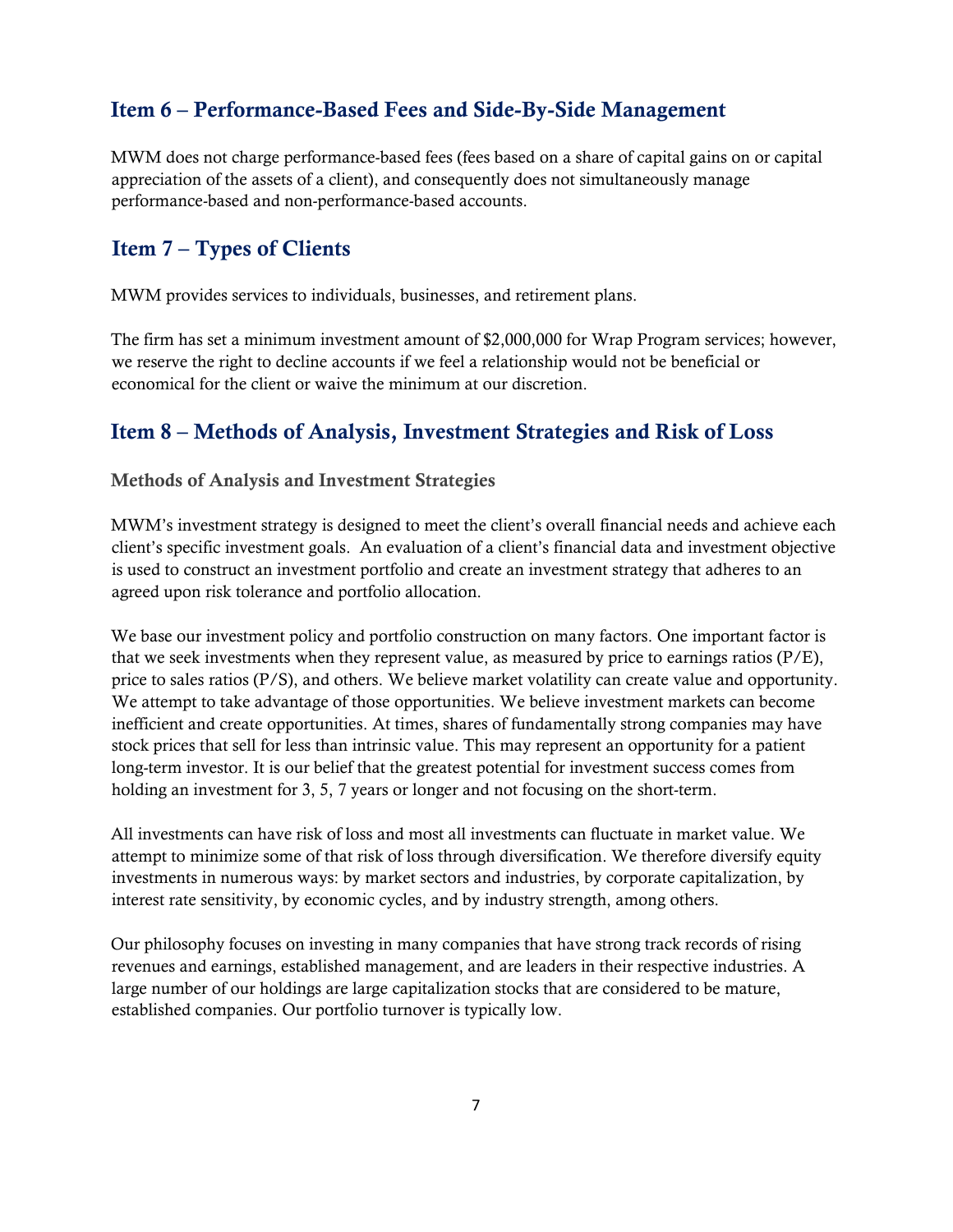## Item 6 – Performance-Based Fees and Side-By-Side Management

MWM does not charge performance-based fees (fees based on a share of capital gains on or capital appreciation of the assets of a client), and consequently does not simultaneously manage performance-based and non-performance-based accounts.

## Item 7 – Types of Clients

MWM provides services to individuals, businesses, and retirement plans.

The firm has set a minimum investment amount of $2,000,000 for Wrap Program services; however, we reserve the right to decline accounts if we feel a relationship would not be beneficial or economical for the client or waive the minimum at our discretion.

## Item 8 – Methods of Analysis, Investment Strategies and Risk of Loss

### Methods of Analysis and Investment Strategies

MWM's investment strategy is designed to meet the client's overall financial needs and achieve each client's specific investment goals. An evaluation of a client's financial data and investment objective is used to construct an investment portfolio and create an investment strategy that adheres to an agreed upon risk tolerance and portfolio allocation.

We base our investment policy and portfolio construction on many factors. One important factor is that we seek investments when they represent value, as measured by price to earnings ratios (P/E), price to sales ratios (P/S), and others. We believe market volatility can create value and opportunity. We attempt to take advantage of those opportunities. We believe investment markets can become inefficient and create opportunities. At times, shares of fundamentally strong companies may have stock prices that sell for less than intrinsic value. This may represent an opportunity for a patient long-term investor. It is our belief that the greatest potential for investment success comes from holding an investment for 3, 5, 7 years or longer and not focusing on the short-term.

All investments can have risk of loss and most all investments can fluctuate in market value. We attempt to minimize some of that risk of loss through diversification. We therefore diversify equity investments in numerous ways: by market sectors and industries, by corporate capitalization, by interest rate sensitivity, by economic cycles, and by industry strength, among others.

Our philosophy focuses on investing in many companies that have strong track records of rising revenues and earnings, established management, and are leaders in their respective industries. A large number of our holdings are large capitalization stocks that are considered to be mature, established companies. Our portfolio turnover is typically low.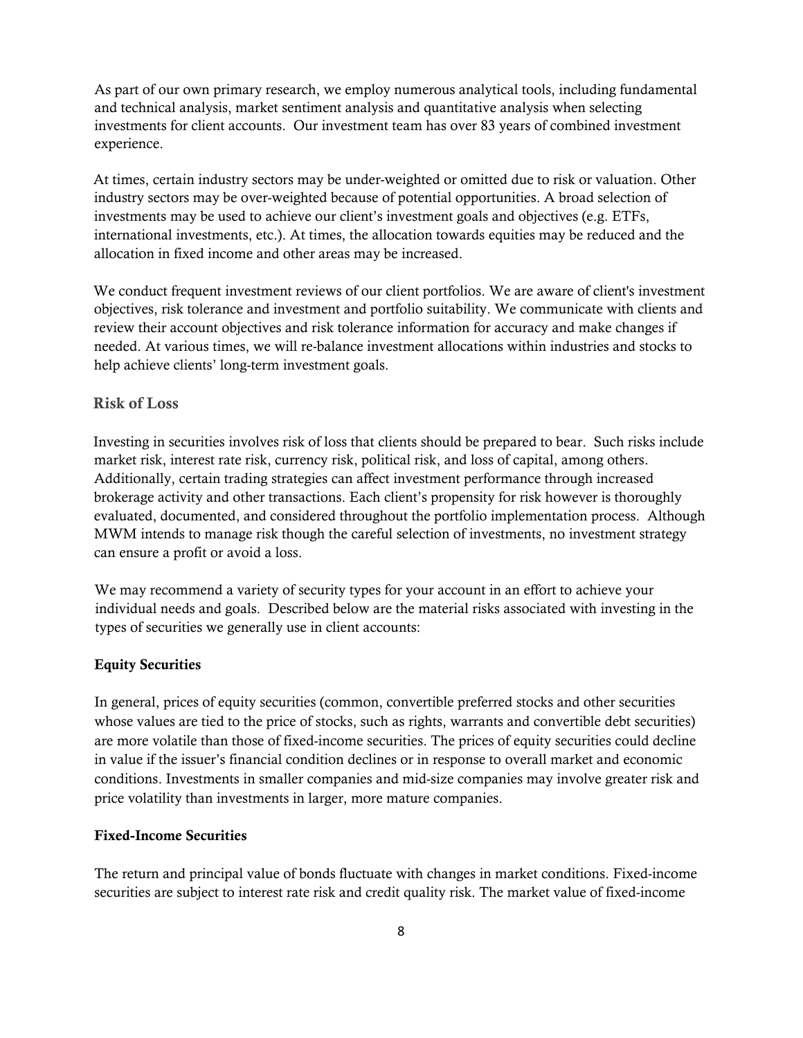As part of our own primary research, we employ numerous analytical tools, including fundamental and technical analysis, market sentiment analysis and quantitative analysis when selecting investments for client accounts. Our investment team has over 83 years of combined investment experience.

At times, certain industry sectors may be under-weighted or omitted due to risk or valuation. Other industry sectors may be over-weighted because of potential opportunities. A broad selection of investments may be used to achieve our client's investment goals and objectives (e.g. ETFs, international investments, etc.). At times, the allocation towards equities may be reduced and the allocation in fixed income and other areas may be increased.

We conduct frequent investment reviews of our client portfolios. We are aware of client's investment objectives, risk tolerance and investment and portfolio suitability. We communicate with clients and review their account objectives and risk tolerance information for accuracy and make changes if needed. At various times, we will re-balance investment allocations within industries and stocks to help achieve clients' long-term investment goals.

## Risk of Loss

Investing in securities involves risk of loss that clients should be prepared to bear. Such risks include market risk, interest rate risk, currency risk, political risk, and loss of capital, among others. Additionally, certain trading strategies can affect investment performance through increased brokerage activity and other transactions. Each client's propensity for risk however is thoroughly evaluated, documented, and considered throughout the portfolio implementation process. Although MWM intends to manage risk though the careful selection of investments, no investment strategy can ensure a profit or avoid a loss.

We may recommend a variety of security types for your account in an effort to achieve your individual needs and goals. Described below are the material risks associated with investing in the types of securities we generally use in client accounts:

**Equity Securities**

In general, prices of equity securities (common, convertible preferred stocks and other securities whose values are tied to the price of stocks, such as rights, warrants and convertible debt securities) are more volatile than those of fixed-income securities. The prices of equity securities could decline in value if the issuer's financial condition declines or in response to overall market and economic conditions. Investments in smaller companies and mid-size companies may involve greater risk and price volatility than investments in larger, more mature companies.

**Fixed-Income Securities**

The return and principal value of bonds fluctuate with changes in market conditions. Fixed-income securities are subject to interest rate risk and credit quality risk. The market value of fixed-income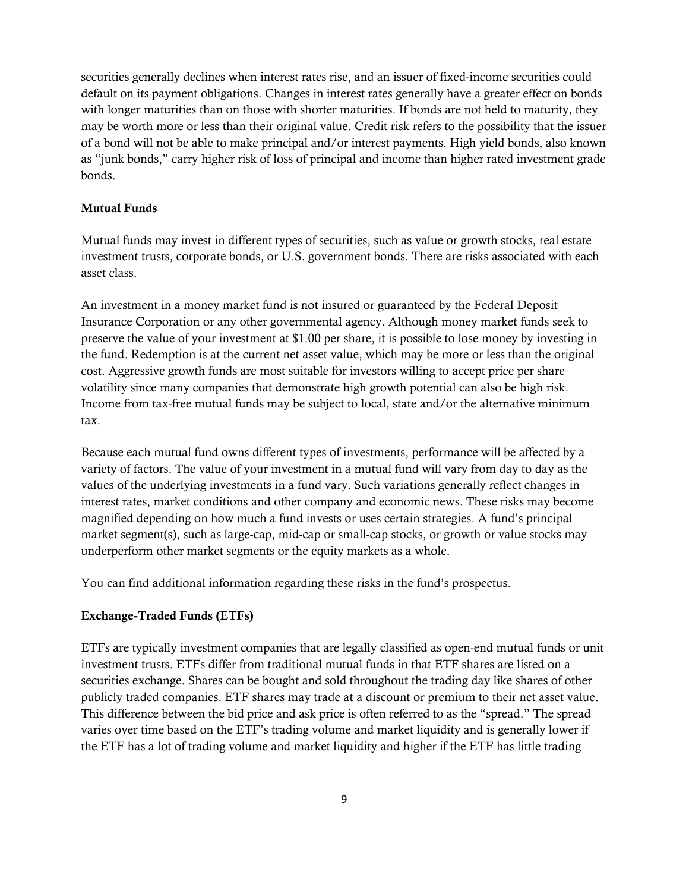securities generally declines when interest rates rise, and an issuer of fixed-income securities could default on its payment obligations. Changes in interest rates generally have a greater effect on bonds with longer maturities than on those with shorter maturities. If bonds are not held to maturity, they may be worth more or less than their original value. Credit risk refers to the possibility that the issuer of a bond will not be able to make principal and/or interest payments. High yield bonds, also known as "junk bonds," carry higher risk of loss of principal and income than higher rated investment grade bonds.

**Mutual Funds**

Mutual funds may invest in different types of securities, such as value or growth stocks, real estate investment trusts, corporate bonds, or U.S. government bonds. There are risks associated with each asset class.

An investment in a money market fund is not insured or guaranteed by the Federal Deposit Insurance Corporation or any other governmental agency. Although money market funds seek to preserve the value of your investment at $1.00 per share, it is possible to lose money by investing in the fund. Redemption is at the current net asset value, which may be more or less than the original cost. Aggressive growth funds are most suitable for investors willing to accept price per share volatility since many companies that demonstrate high growth potential can also be high risk. Income from tax-free mutual funds may be subject to local, state and/or the alternative minimum tax.

Because each mutual fund owns different types of investments, performance will be affected by a variety of factors. The value of your investment in a mutual fund will vary from day to day as the values of the underlying investments in a fund vary. Such variations generally reflect changes in interest rates, market conditions and other company and economic news. These risks may become magnified depending on how much a fund invests or uses certain strategies. A fund's principal market segment(s), such as large-cap, mid-cap or small-cap stocks, or growth or value stocks may underperform other market segments or the equity markets as a whole.

You can find additional information regarding these risks in the fund's prospectus.

**Exchange-Traded Funds (ETFs)**

ETFs are typically investment companies that are legally classified as open-end mutual funds or unit investment trusts. ETFs differ from traditional mutual funds in that ETF shares are listed on a securities exchange. Shares can be bought and sold throughout the trading day like shares of other publicly traded companies. ETF shares may trade at a discount or premium to their net asset value. This difference between the bid price and ask price is often referred to as the "spread." The spread varies over time based on the ETF's trading volume and market liquidity and is generally lower if the ETF has a lot of trading volume and market liquidity and higher if the ETF has little trading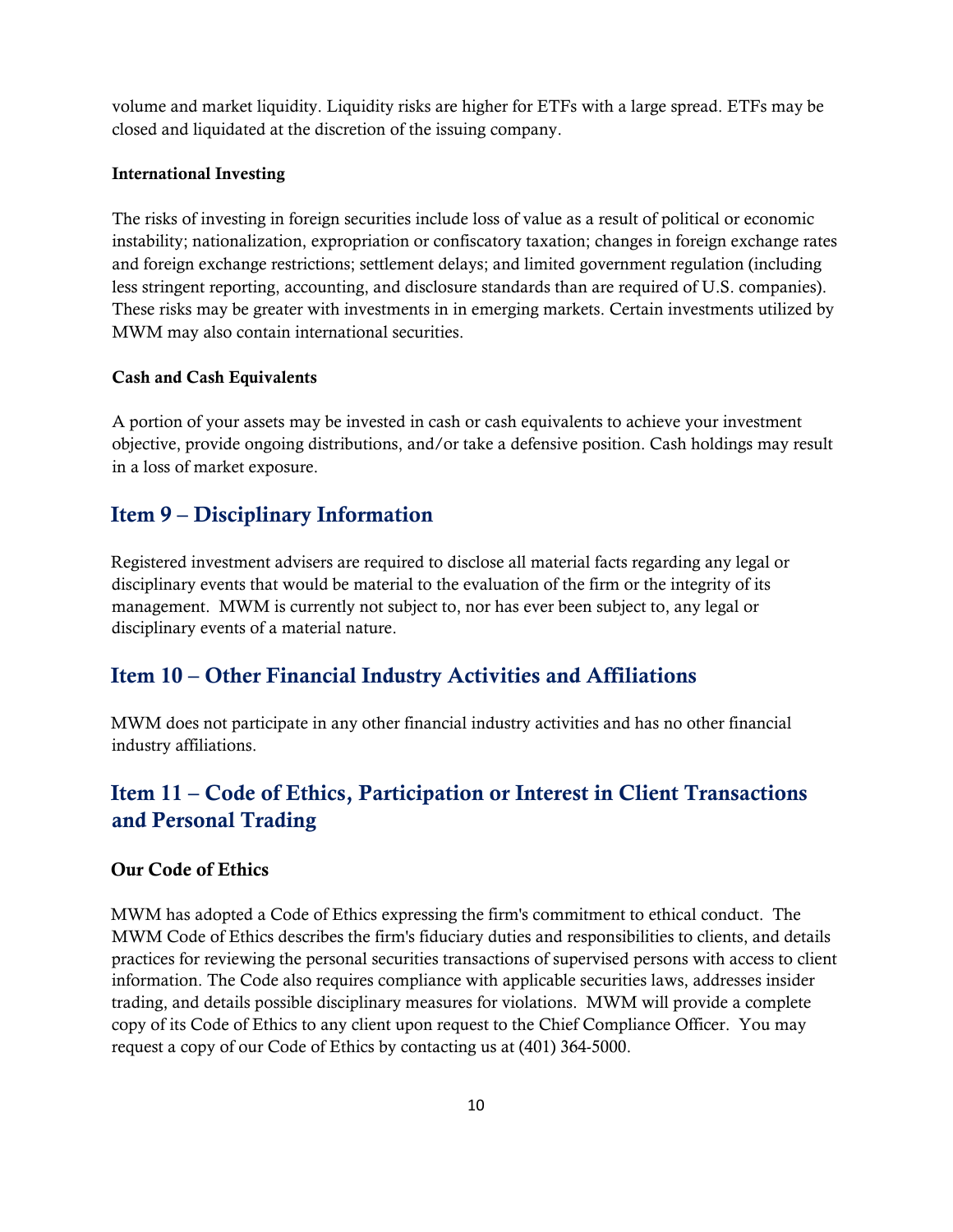volume and market liquidity. Liquidity risks are higher for ETFs with a large spread. ETFs may be closed and liquidated at the discretion of the issuing company.

**International Investing**

The risks of investing in foreign securities include loss of value as a result of political or economic instability; nationalization, expropriation or confiscatory taxation; changes in foreign exchange rates and foreign exchange restrictions; settlement delays; and limited government regulation (including less stringent reporting, accounting, and disclosure standards than are required of U.S. companies). These risks may be greater with investments in in emerging markets. Certain investments utilized by MWM may also contain international securities.

**Cash and Cash Equivalents**

A portion of your assets may be invested in cash or cash equivalents to achieve your investment objective, provide ongoing distributions, and/or take a defensive position. Cash holdings may result in a loss of market exposure.

## Item 9 – Disciplinary Information

Registered investment advisers are required to disclose all material facts regarding any legal or disciplinary events that would be material to the evaluation of the firm or the integrity of its management. MWM is currently not subject to, nor has ever been subject to, any legal or disciplinary events of a material nature.

## Item 10 – Other Financial Industry Activities and Affiliations

MWM does not participate in any other financial industry activities and has no other financial industry affiliations.

## Item 11 – Code of Ethics, Participation or Interest in Client Transactions and Personal Trading

### Our Code of Ethics

MWM has adopted a Code of Ethics expressing the firm's commitment to ethical conduct. The MWM Code of Ethics describes the firm's fiduciary duties and responsibilities to clients, and details practices for reviewing the personal securities transactions of supervised persons with access to client information. The Code also requires compliance with applicable securities laws, addresses insider trading, and details possible disciplinary measures for violations. MWM will provide a complete copy of its Code of Ethics to any client upon request to the Chief Compliance Officer. You may request a copy of our Code of Ethics by contacting us at (401) 364-5000.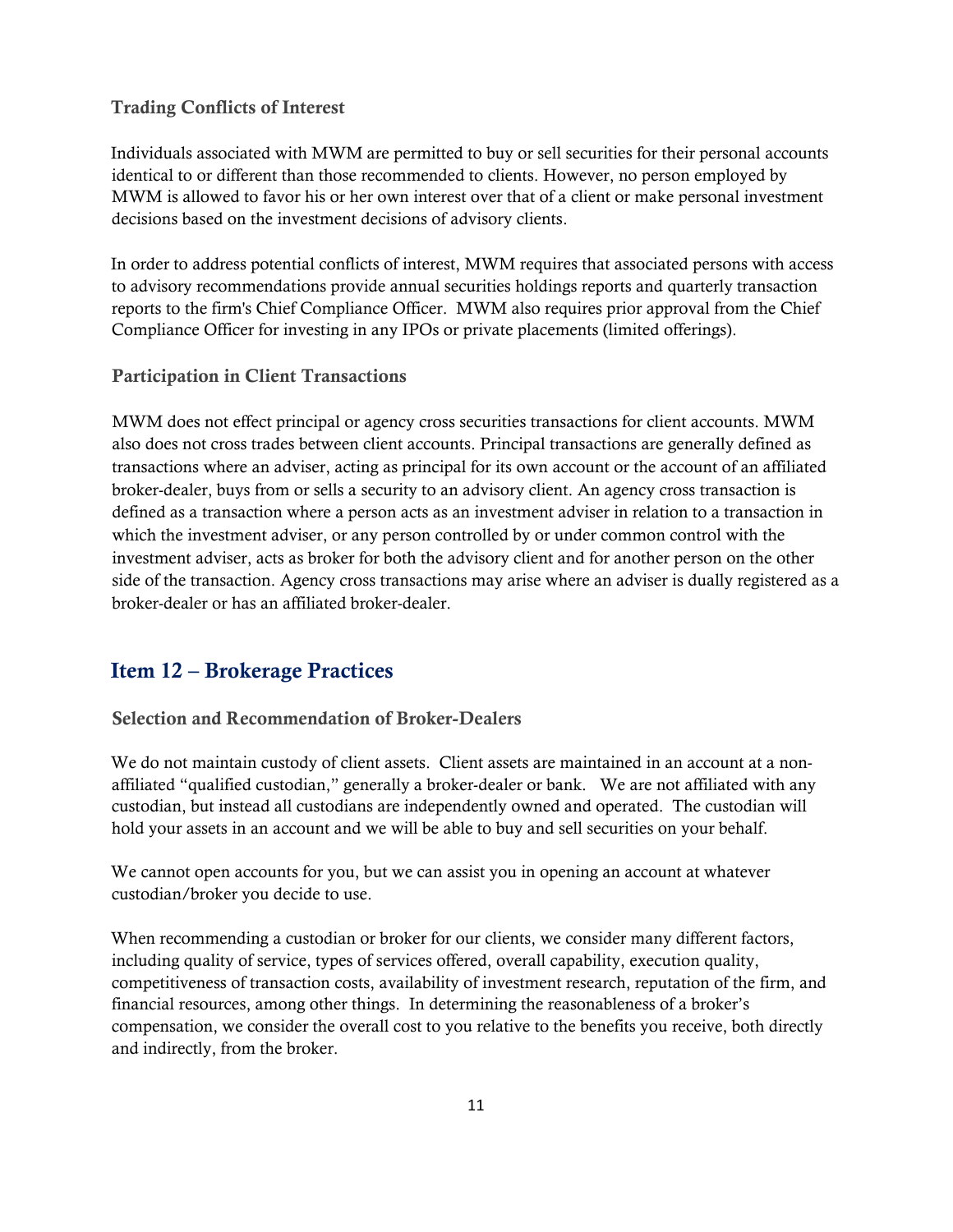### Trading Conflicts of Interest

Individuals associated with MWM are permitted to buy or sell securities for their personal accounts identical to or different than those recommended to clients. However, no person employed by MWM is allowed to favor his or her own interest over that of a client or make personal investment decisions based on the investment decisions of advisory clients.

In order to address potential conflicts of interest, MWM requires that associated persons with access to advisory recommendations provide annual securities holdings reports and quarterly transaction reports to the firm's Chief Compliance Officer. MWM also requires prior approval from the Chief Compliance Officer for investing in any IPOs or private placements (limited offerings).

### Participation in Client Transactions

MWM does not effect principal or agency cross securities transactions for client accounts. MWM also does not cross trades between client accounts. Principal transactions are generally defined as transactions where an adviser, acting as principal for its own account or the account of an affiliated broker-dealer, buys from or sells a security to an advisory client. An agency cross transaction is defined as a transaction where a person acts as an investment adviser in relation to a transaction in which the investment adviser, or any person controlled by or under common control with the investment adviser, acts as broker for both the advisory client and for another person on the other side of the transaction. Agency cross transactions may arise where an adviser is dually registered as a broker-dealer or has an affiliated broker-dealer.

## Item 12 – Brokerage Practices

### Selection and Recommendation of Broker-Dealers

We do not maintain custody of client assets. Client assets are maintained in an account at a non-affiliated "qualified custodian," generally a broker-dealer or bank. We are not affiliated with any custodian, but instead all custodians are independently owned and operated. The custodian will hold your assets in an account and we will be able to buy and sell securities on your behalf.

We cannot open accounts for you, but we can assist you in opening an account at whatever custodian/broker you decide to use.

When recommending a custodian or broker for our clients, we consider many different factors, including quality of service, types of services offered, overall capability, execution quality, competitiveness of transaction costs, availability of investment research, reputation of the firm, and financial resources, among other things. In determining the reasonableness of a broker's compensation, we consider the overall cost to you relative to the benefits you receive, both directly and indirectly, from the broker.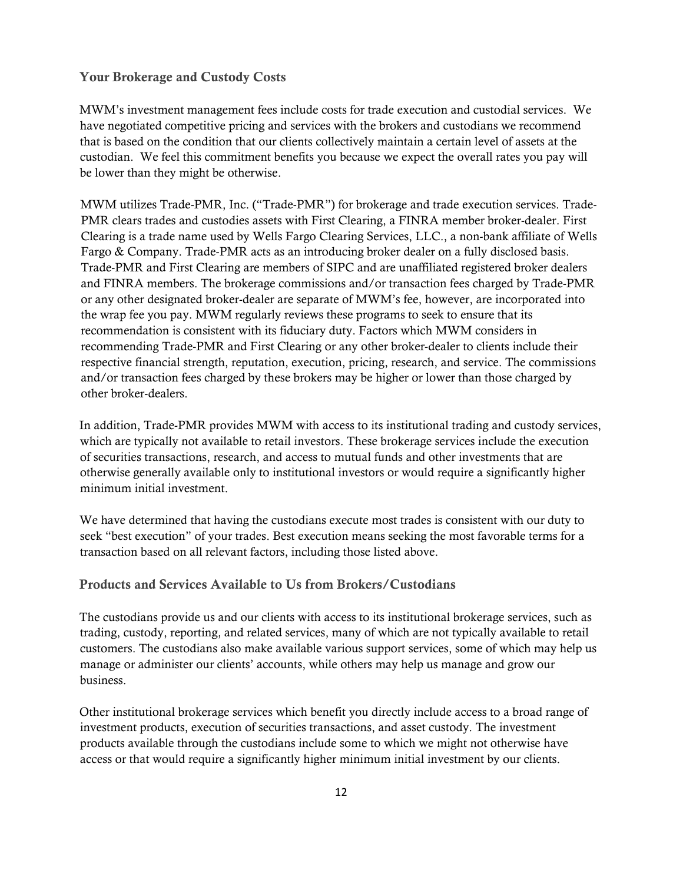## Your Brokerage and Custody Costs

MWM's investment management fees include costs for trade execution and custodial services. We have negotiated competitive pricing and services with the brokers and custodians we recommend that is based on the condition that our clients collectively maintain a certain level of assets at the custodian. We feel this commitment benefits you because we expect the overall rates you pay will be lower than they might be otherwise.

MWM utilizes Trade-PMR, Inc. ("Trade-PMR") for brokerage and trade execution services. Trade-PMR clears trades and custodies assets with First Clearing, a FINRA member broker-dealer. First Clearing is a trade name used by Wells Fargo Clearing Services, LLC., a non-bank affiliate of Wells Fargo & Company. Trade-PMR acts as an introducing broker dealer on a fully disclosed basis. Trade-PMR and First Clearing are members of SIPC and are unaffiliated registered broker dealers and FINRA members. The brokerage commissions and/or transaction fees charged by Trade-PMR or any other designated broker-dealer are separate of MWM's fee, however, are incorporated into the wrap fee you pay. MWM regularly reviews these programs to seek to ensure that its recommendation is consistent with its fiduciary duty. Factors which MWM considers in recommending Trade-PMR and First Clearing or any other broker-dealer to clients include their respective financial strength, reputation, execution, pricing, research, and service. The commissions and/or transaction fees charged by these brokers may be higher or lower than those charged by other broker-dealers.

In addition, Trade-PMR provides MWM with access to its institutional trading and custody services, which are typically not available to retail investors. These brokerage services include the execution of securities transactions, research, and access to mutual funds and other investments that are otherwise generally available only to institutional investors or would require a significantly higher minimum initial investment.

We have determined that having the custodians execute most trades is consistent with our duty to seek "best execution" of your trades. Best execution means seeking the most favorable terms for a transaction based on all relevant factors, including those listed above.

## Products and Services Available to Us from Brokers/Custodians

The custodians provide us and our clients with access to its institutional brokerage services, such as trading, custody, reporting, and related services, many of which are not typically available to retail customers. The custodians also make available various support services, some of which may help us manage or administer our clients' accounts, while others may help us manage and grow our business.

Other institutional brokerage services which benefit you directly include access to a broad range of investment products, execution of securities transactions, and asset custody. The investment products available through the custodians include some to which we might not otherwise have access or that would require a significantly higher minimum initial investment by our clients.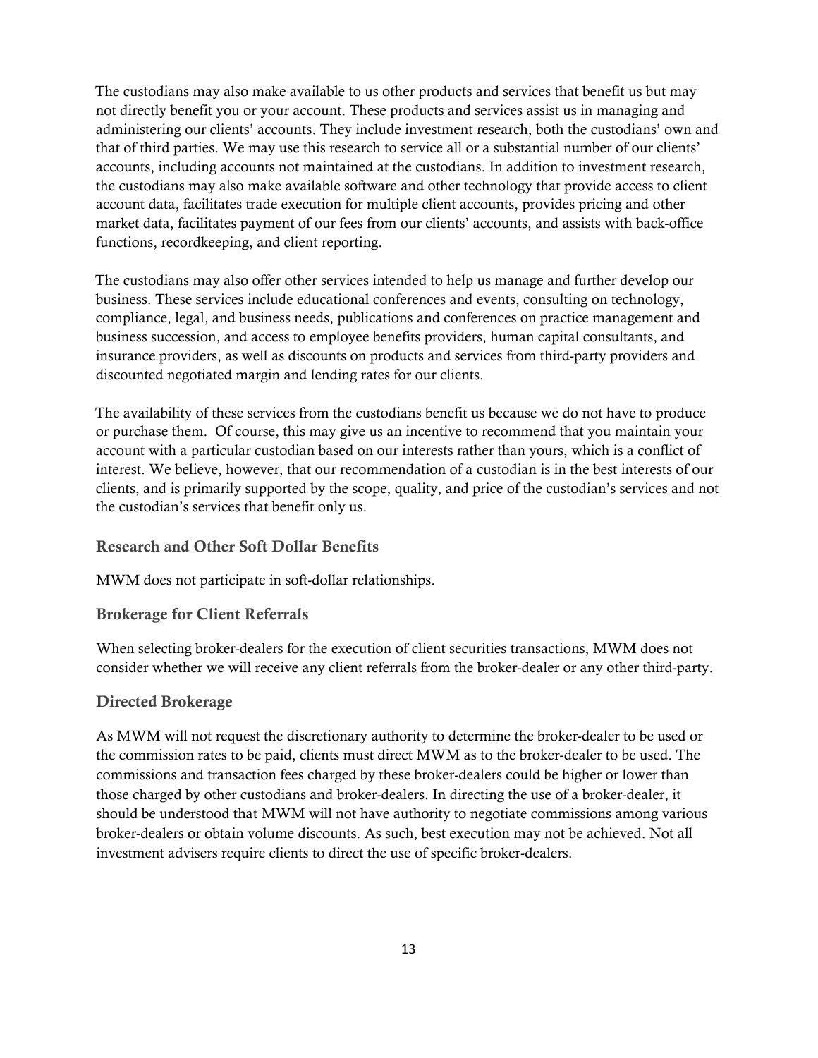The custodians may also make available to us other products and services that benefit us but may not directly benefit you or your account. These products and services assist us in managing and administering our clients' accounts. They include investment research, both the custodians' own and that of third parties. We may use this research to service all or a substantial number of our clients' accounts, including accounts not maintained at the custodians. In addition to investment research, the custodians may also make available software and other technology that provide access to client account data, facilitates trade execution for multiple client accounts, provides pricing and other market data, facilitates payment of our fees from our clients' accounts, and assists with back-office functions, recordkeeping, and client reporting.

The custodians may also offer other services intended to help us manage and further develop our business. These services include educational conferences and events, consulting on technology, compliance, legal, and business needs, publications and conferences on practice management and business succession, and access to employee benefits providers, human capital consultants, and insurance providers, as well as discounts on products and services from third-party providers and discounted negotiated margin and lending rates for our clients.

The availability of these services from the custodians benefit us because we do not have to produce or purchase them. Of course, this may give us an incentive to recommend that you maintain your account with a particular custodian based on our interests rather than yours, which is a conflict of interest. We believe, however, that our recommendation of a custodian is in the best interests of our clients, and is primarily supported by the scope, quality, and price of the custodian's services and not the custodian's services that benefit only us.

### Research and Other Soft Dollar Benefits

MWM does not participate in soft-dollar relationships.

### Brokerage for Client Referrals

When selecting broker-dealers for the execution of client securities transactions, MWM does not consider whether we will receive any client referrals from the broker-dealer or any other third-party.

### Directed Brokerage

As MWM will not request the discretionary authority to determine the broker-dealer to be used or the commission rates to be paid, clients must direct MWM as to the broker-dealer to be used. The commissions and transaction fees charged by these broker-dealers could be higher or lower than those charged by other custodians and broker-dealers. In directing the use of a broker-dealer, it should be understood that MWM will not have authority to negotiate commissions among various broker-dealers or obtain volume discounts. As such, best execution may not be achieved. Not all investment advisers require clients to direct the use of specific broker-dealers.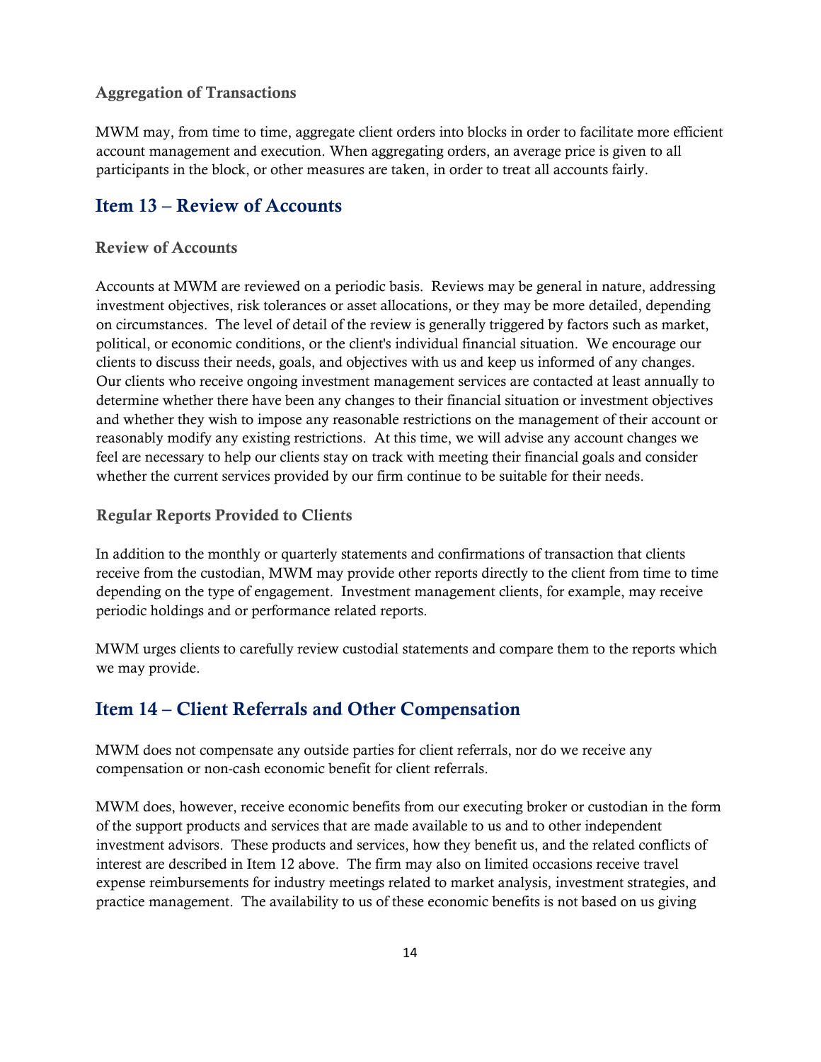### Aggregation of Transactions

MWM may, from time to time, aggregate client orders into blocks in order to facilitate more efficient account management and execution. When aggregating orders, an average price is given to all participants in the block, or other measures are taken, in order to treat all accounts fairly.

## Item 13 – Review of Accounts

### Review of Accounts

Accounts at MWM are reviewed on a periodic basis. Reviews may be general in nature, addressing investment objectives, risk tolerances or asset allocations, or they may be more detailed, depending on circumstances. The level of detail of the review is generally triggered by factors such as market, political, or economic conditions, or the client's individual financial situation. We encourage our clients to discuss their needs, goals, and objectives with us and keep us informed of any changes. Our clients who receive ongoing investment management services are contacted at least annually to determine whether there have been any changes to their financial situation or investment objectives and whether they wish to impose any reasonable restrictions on the management of their account or reasonably modify any existing restrictions. At this time, we will advise any account changes we feel are necessary to help our clients stay on track with meeting their financial goals and consider whether the current services provided by our firm continue to be suitable for their needs.

### Regular Reports Provided to Clients

In addition to the monthly or quarterly statements and confirmations of transaction that clients receive from the custodian, MWM may provide other reports directly to the client from time to time depending on the type of engagement. Investment management clients, for example, may receive periodic holdings and or performance related reports.

MWM urges clients to carefully review custodial statements and compare them to the reports which we may provide.

## Item 14 – Client Referrals and Other Compensation

MWM does not compensate any outside parties for client referrals, nor do we receive any compensation or non-cash economic benefit for client referrals.

MWM does, however, receive economic benefits from our executing broker or custodian in the form of the support products and services that are made available to us and to other independent investment advisors. These products and services, how they benefit us, and the related conflicts of interest are described in Item 12 above. The firm may also on limited occasions receive travel expense reimbursements for industry meetings related to market analysis, investment strategies, and practice management. The availability to us of these economic benefits is not based on us giving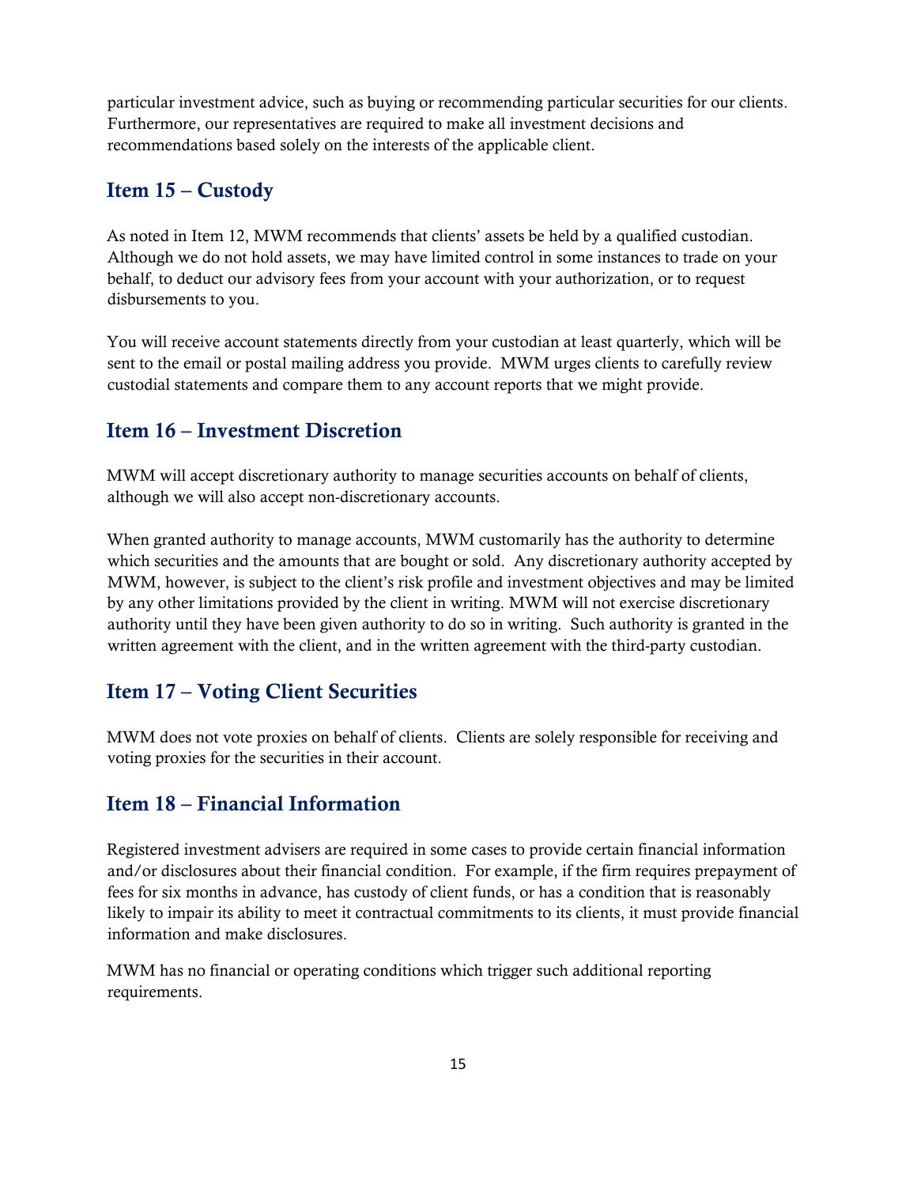particular investment advice, such as buying or recommending particular securities for our clients. Furthermore, our representatives are required to make all investment decisions and recommendations based solely on the interests of the applicable client.

## Item 15 – Custody

As noted in Item 12, MWM recommends that clients' assets be held by a qualified custodian. Although we do not hold assets, we may have limited control in some instances to trade on your behalf, to deduct our advisory fees from your account with your authorization, or to request disbursements to you.

You will receive account statements directly from your custodian at least quarterly, which will be sent to the email or postal mailing address you provide. MWM urges clients to carefully review custodial statements and compare them to any account reports that we might provide.

## Item 16 – Investment Discretion

MWM will accept discretionary authority to manage securities accounts on behalf of clients, although we will also accept non-discretionary accounts.

When granted authority to manage accounts, MWM customarily has the authority to determine which securities and the amounts that are bought or sold. Any discretionary authority accepted by MWM, however, is subject to the client's risk profile and investment objectives and may be limited by any other limitations provided by the client in writing. MWM will not exercise discretionary authority until they have been given authority to do so in writing. Such authority is granted in the written agreement with the client, and in the written agreement with the third-party custodian.

## Item 17 – Voting Client Securities

MWM does not vote proxies on behalf of clients. Clients are solely responsible for receiving and voting proxies for the securities in their account.

## Item 18 – Financial Information

Registered investment advisers are required in some cases to provide certain financial information and/or disclosures about their financial condition. For example, if the firm requires prepayment of fees for six months in advance, has custody of client funds, or has a condition that is reasonably likely to impair its ability to meet it contractual commitments to its clients, it must provide financial information and make disclosures.

MWM has no financial or operating conditions which trigger such additional reporting requirements.